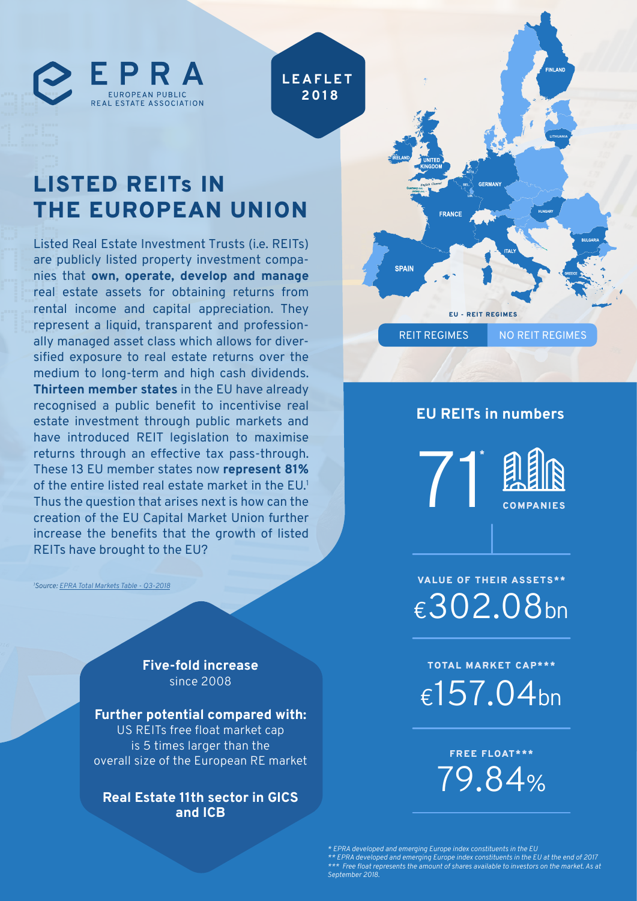EPRA
EUROPEAN PUBLIC REAL ESTATE ASSOCIATION

LEAFLET 2018

# LISTED REITs IN THE EUROPEAN UNION

Listed Real Estate Investment Trusts (i.e. REITs) are publicly listed property investment companies that **own, operate, develop and manage** real estate assets for obtaining returns from rental income and capital appreciation. They represent a liquid, transparent and professionally managed asset class which allows for diversified exposure to real estate returns over the medium to long-term and high cash dividends. **Thirteen member states** in the EU have already recognised a public benefit to incentivise real estate investment through public markets and have introduced REIT legislation to maximise returns through an effective tax pass-through. These 13 EU member states now **represent 81%** of the entire listed real estate market in the EU.[1] Thus the question that arises next is how can the creation of the EU Capital Market Union further increase the benefits that the growth of listed REITs have brought to the EU?

[1] *Source: EPRA Total Markets Table - Q3-2018*

**Five-fold increase**
since 2008

**Further potential compared with:**
US REITs free float market cap is 5 times larger than the overall size of the European RE market

**Real Estate 11th sector in GICS and ICB**

EU - REIT REGIMES

REIT REGIMES | NO REIT REGIMES

## EU REITs in numbers

71* COMPANIES

VALUE OF THEIR ASSETS**
€302.08bn

TOTAL MARKET CAP***
€157.04bn

FREE FLOAT***
79.84%

*\* EPRA developed and emerging Europe index constituents in the EU*
*\*\* EPRA developed and emerging Europe index constituents in the EU at the end of 2017*
*\*\*\* Free float represents the amount of shares available to investors on the market. As at September 2018.*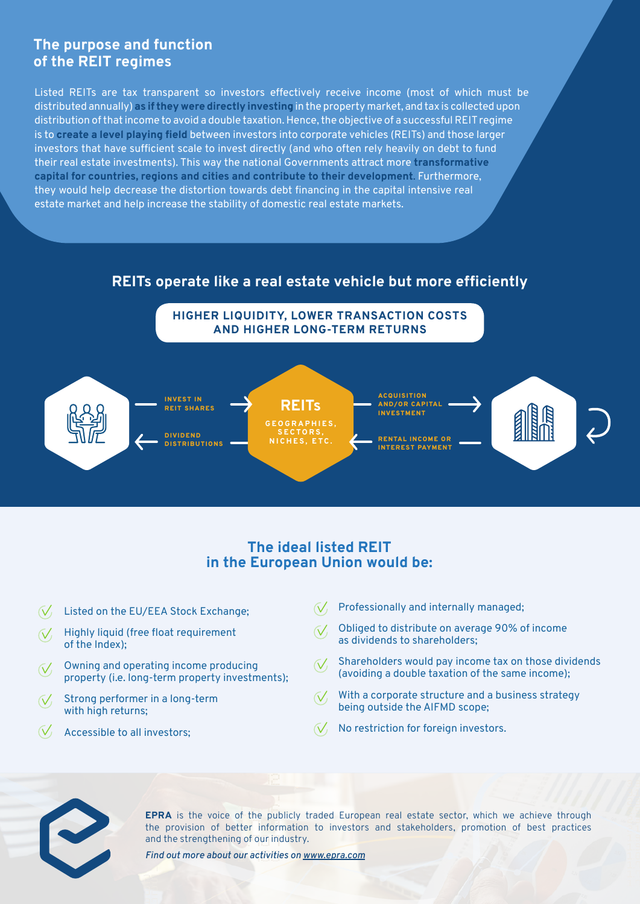## The purpose and function of the REIT regimes

Listed REITs are tax transparent so investors effectively receive income (most of which must be distributed annually) **as if they were directly investing** in the property market, and tax is collected upon distribution of that income to avoid a double taxation. Hence, the objective of a successful REIT regime is to **create a level playing field** between investors into corporate vehicles (REITs) and those larger investors that have sufficient scale to invest directly (and who often rely heavily on debt to fund their real estate investments). This way the national Governments attract more **transformative capital for countries, regions and cities and contribute to their development**. Furthermore, they would help decrease the distortion towards debt financing in the capital intensive real estate market and help increase the stability of domestic real estate markets.

## REITs operate like a real estate vehicle but more efficiently

HIGHER LIQUIDITY, LOWER TRANSACTION COSTS AND HIGHER LONG-TERM RETURNS

INVEST IN REIT SHARES

DIVIDEND DISTRIBUTIONS

REITs

GEOGRAPHIES, SECTORS, NICHES, ETC.

ACQUISITION AND/OR CAPITAL INVESTMENT

RENTAL INCOME OR INTEREST PAYMENT

## The ideal listed REIT in the European Union would be:

- Listed on the EU/EEA Stock Exchange;
- Highly liquid (free float requirement of the Index);
- Owning and operating income producing property (i.e. long-term property investments);
- Strong performer in a long-term with high returns;
- Accessible to all investors;
- Professionally and internally managed;
- Obliged to distribute on average 90% of income as dividends to shareholders;
- Shareholders would pay income tax on those dividends (avoiding a double taxation of the same income);
- With a corporate structure and a business strategy being outside the AIFMD scope;
- No restriction for foreign investors.

**EPRA** is the voice of the publicly traded European real estate sector, which we achieve through the provision of better information to investors and stakeholders, promotion of best practices and the strengthening of our industry.

*Find out more about our activities on www.epra.com*